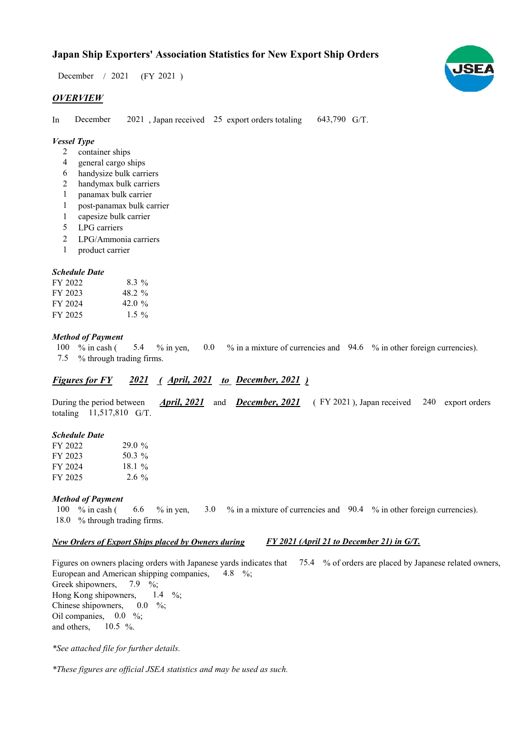# Japan Ship Exporters' Association Statistics for New Export Ship Orders

December / 2021 (FY 2021 )

## *OVERVIEW*

In December 2021 , Japan received 25 export orders totaling 643,790 G/T.

### *Vessel Type*

- 2 container ships
- 4 general cargo ships
- 6 handysize bulk carriers
- 2 handymax bulk carriers
- 1 panamax bulk carrier
- 1 post-panamax bulk carrier
- 1 capesize bulk carrier
- 5 LPG carriers
- 2 LPG/Ammonia carriers
- 1 product carrier

### *Schedule Date*

| | |
|---|---|
| FY 2022 | 8.3 % |
| FY 2023 | 48.2 % |
| FY 2024 | 42.0 % |
| FY 2025 | 1.5 % |

### *Method of Payment*

100 % in cash ( 5.4 % in yen, 0.0 % in a mixture of currencies and 94.6 % in other foreign currencies).
7.5 % through trading firms.

## *Figures for FY 2021 ( April, 2021 to December, 2021 )*

During the period between ***April, 2021*** and ***December, 2021*** ( FY 2021 ), Japan received 240 export orders totaling 11,517,810 G/T.

### *Schedule Date*

| | |
|---|---|
| FY 2022 | 29.0 % |
| FY 2023 | 50.3 % |
| FY 2024 | 18.1 % |
| FY 2025 | 2.6 % |

### *Method of Payment*

100 % in cash ( 6.6 % in yen, 3.0 % in a mixture of currencies and 90.4 % in other foreign currencies).
18.0 % through trading firms.

### *New Orders of Export Ships placed by Owners during FY 2021 (April 21 to December 21) in G/T.*

Figures on owners placing orders with Japanese yards indicates that 75.4 % of orders are placed by Japanese related owners,
European and American shipping companies, 4.8 %;
Greek shipowners, 7.9 %;
Hong Kong shipowners, 1.4 %;
Chinese shipowners, 0.0 %;
Oil companies, 0.0 %;
and others, 10.5 %.

*\*See attached file for further details.*

*\*These figures are official JSEA statistics and may be used as such.*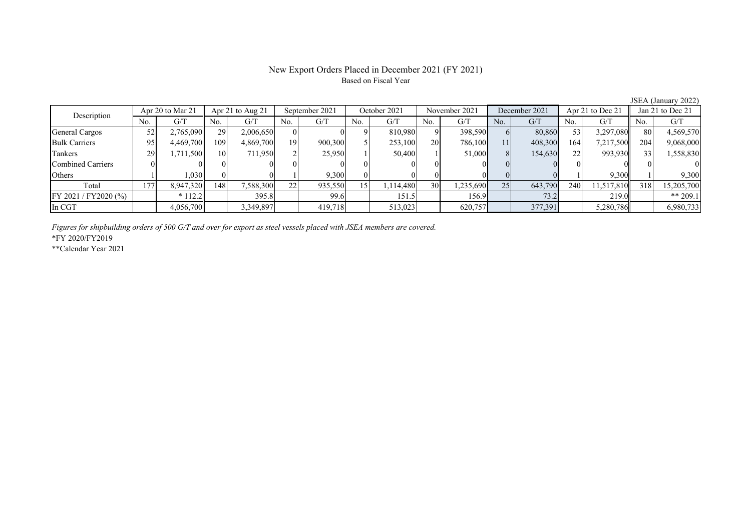# New Export Orders Placed in December 2021 (FY 2021)

Based on Fiscal Year

JSEA (January 2022)

| Description | Apr 20 to Mar 21 | | Apr 21 to Aug 21 | | September 2021 | | October 2021 | | November 2021 | | December 2021 | | Apr 21 to Dec 21 | | Jan 21 to Dec 21 | |
|---|---|---|---|---|---|---|---|---|---|---|---|---|---|---|---|---|
| | No. | G/T | No. | G/T | No. | G/T | No. | G/T | No. | G/T | No. | G/T | No. | G/T | No. | G/T |
| General Cargos | 52 | 2,765,090 | 29 | 2,006,650 | 0 | 0 | 9 | 810,980 | 9 | 398,590 | 6 | 80,860 | 53 | 3,297,080 | 80 | 4,569,570 |
| Bulk Carriers | 95 | 4,469,700 | 109 | 4,869,700 | 19 | 900,300 | 5 | 253,100 | 20 | 786,100 | 11 | 408,300 | 164 | 7,217,500 | 204 | 9,068,000 |
| Tankers | 29 | 1,711,500 | 10 | 711,950 | 2 | 25,950 | 1 | 50,400 | 1 | 51,000 | 8 | 154,630 | 22 | 993,930 | 33 | 1,558,830 |
| Combined Carriers | 0 | 0 | 0 | 0 | 0 | 0 | 0 | 0 | 0 | 0 | 0 | 0 | 0 | 0 | 0 | 0 |
| Others | 1 | 1,030 | 0 | 0 | 1 | 9,300 | 0 | 0 | 0 | 0 | 0 | 0 | 1 | 9,300 | 1 | 9,300 |
| Total | 177 | 8,947,320 | 148 | 7,588,300 | 22 | 935,550 | 15 | 1,114,480 | 30 | 1,235,690 | 25 | 643,790 | 240 | 11,517,810 | 318 | 15,205,700 |
| FY 2021 / FY2020 (%) | | * 112.2 | | 395.8 | | 99.6 | | 151.5 | | 156.9 | | 73.2 | | 219.0 | | ** 209.1 |
| In CGT | | 4,056,700 | | 3,349,897 | | 419,718 | | 513,023 | | 620,757 | | 377,391 | | 5,280,786 | | 6,980,733 |

*Figures for shipbuilding orders of 500 G/T and over for export as steel vessels placed with JSEA members are covered.*

*FY 2020/FY2019

**Calendar Year 2021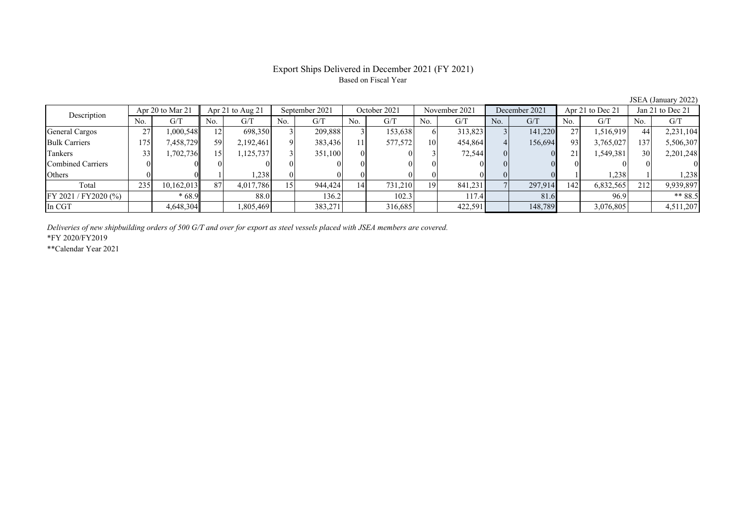# Export Ships Delivered in December 2021 (FY 2021)

Based on Fiscal Year

JSEA (January 2022)

| Description | Apr 20 to Mar 21 | | Apr 21 to Aug 21 | | September 2021 | | October 2021 | | November 2021 | | December 2021 | | Apr 21 to Dec 21 | | Jan 21 to Dec 21 | |
|---|---|---|---|---|---|---|---|---|---|---|---|---|---|---|---|---|
| | No. | G/T | No. | G/T | No. | G/T | No. | G/T | No. | G/T | No. | G/T | No. | G/T | No. | G/T |
| General Cargos | 27 | 1,000,548 | 12 | 698,350 | 3 | 209,888 | 3 | 153,638 | 6 | 313,823 | 3 | 141,220 | 27 | 1,516,919 | 44 | 2,231,104 |
| Bulk Carriers | 175 | 7,458,729 | 59 | 2,192,461 | 9 | 383,436 | 11 | 577,572 | 10 | 454,864 | 4 | 156,694 | 93 | 3,765,027 | 137 | 5,506,307 |
| Tankers | 33 | 1,702,736 | 15 | 1,125,737 | 3 | 351,100 | 0 | 0 | 3 | 72,544 | 0 | 0 | 21 | 1,549,381 | 30 | 2,201,248 |
| Combined Carriers | 0 | 0 | 0 | 0 | 0 | 0 | 0 | 0 | 0 | 0 | 0 | 0 | 0 | 0 | 0 | 0 |
| Others | 0 | 0 | 1 | 1,238 | 0 | 0 | 0 | 0 | 0 | 0 | 0 | 0 | 1 | 1,238 | 1 | 1,238 |
| Total | 235 | 10,162,013 | 87 | 4,017,786 | 15 | 944,424 | 14 | 731,210 | 19 | 841,231 | 7 | 297,914 | 142 | 6,832,565 | 212 | 9,939,897 |
| FY 2021 / FY2020 (%) | | * 68.9 | | 88.0 | | 136.2 | | 102.3 | | 117.4 | | 81.6 | | 96.9 | | ** 88.5 |
| In CGT | | 4,648,304 | | 1,805,469 | | 383,271 | | 316,685 | | 422,591 | | 148,789 | | 3,076,805 | | 4,511,207 |

*Deliveries of new shipbuilding orders of 500 G/T and over for export as steel vessels placed with JSEA members are covered.*

*FY 2020/FY2019

**Calendar Year 2021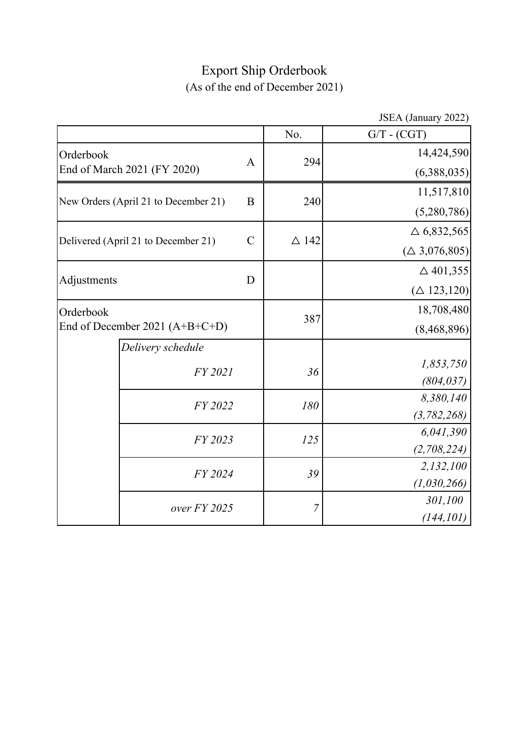# Export Ship Orderbook

(As of the end of December 2021)

JSEA (January 2022)

| | | | No. | G/T - (CGT) |
|---|---|---|---|---|
| Orderbook<br>End of March 2021 (FY 2020) | | A | 294 | 14,424,590<br>(6,388,035) |
| New Orders (April 21 to December 21) | | B | 240 | 11,517,810<br>(5,280,786) |
| Delivered (April 21 to December 21) | | C | △ 142 | △ 6,832,565<br>(△ 3,076,805) |
| Adjustments | | D | | △ 401,355<br>(△ 123,120) |
| Orderbook<br>End of December 2021 (A+B+C+D) | | | 387 | 18,708,480<br>(8,468,896) |
| | *Delivery schedule* | | | |
| | *FY 2021* | | *36* | *1,853,750*<br>*(804,037)* |
| | *FY 2022* | | *180* | *8,380,140*<br>*(3,782,268)* |
| | *FY 2023* | | *125* | *6,041,390*<br>*(2,708,224)* |
| | *FY 2024* | | *39* | *2,132,100*<br>*(1,030,266)* |
| | *over FY 2025* | | *7* | *301,100*<br>*(144,101)* |